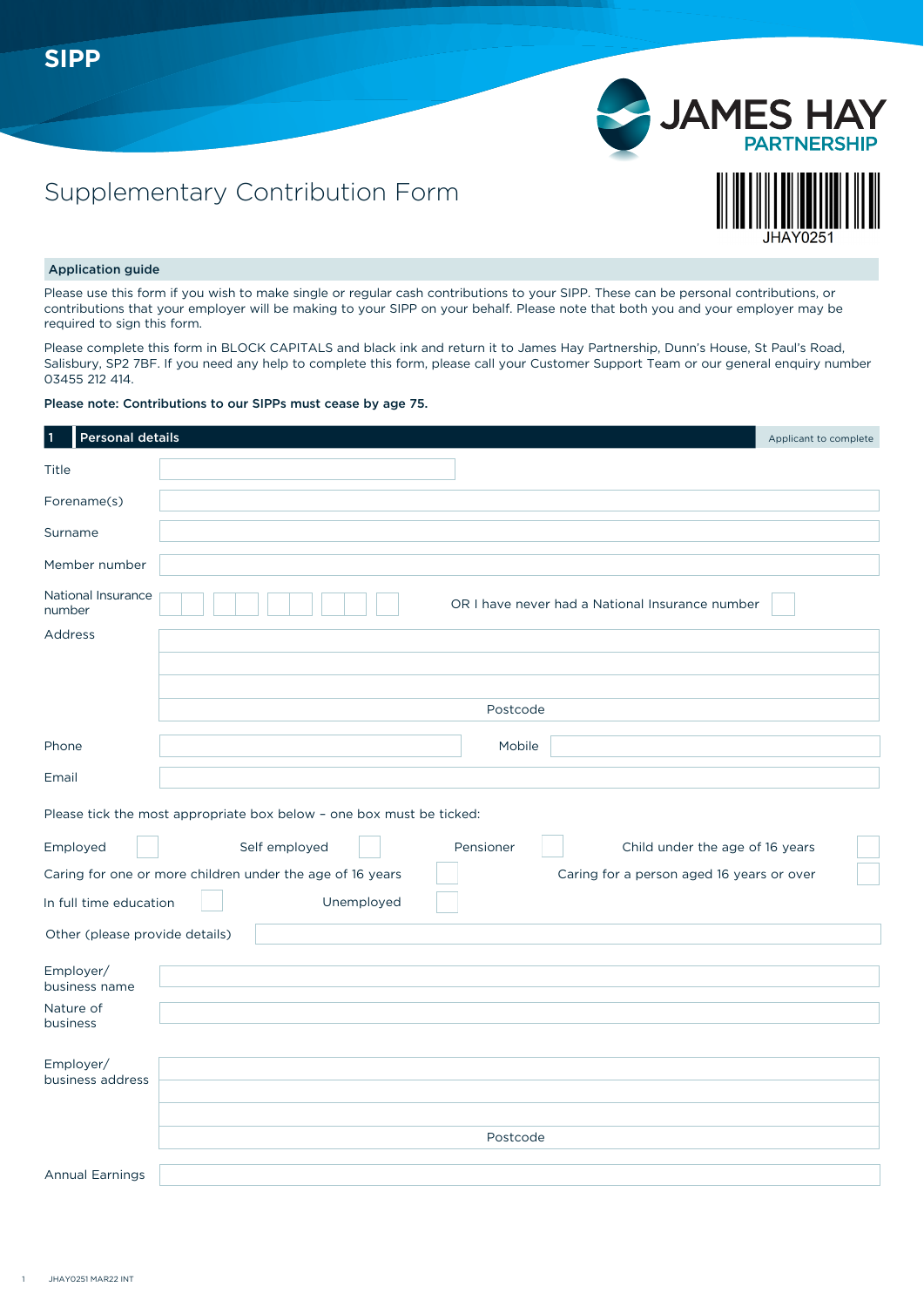SIPP

JAMES HAY PARTNERSHIP

# Supplementary Contribution Form

JHAY0251

## Application guide

Please use this form if you wish to make single or regular cash contributions to your SIPP. These can be personal contributions, or contributions that your employer will be making to your SIPP on your behalf. Please note that both you and your employer may be required to sign this form.

Please complete this form in BLOCK CAPITALS and black ink and return it to James Hay Partnership, Dunn's House, St Paul's Road, Salisbury, SP2 7BF. If you need any help to complete this form, please call your Customer Support Team or our general enquiry number 03455 212 414.

**Please note: Contributions to our SIPPs must cease by age 75.**

## 1 Personal details

Applicant to complete

Title

Forename(s)

Surname

Member number

National Insurance number | OR I have never had a National Insurance number ☐

Address

Postcode

Phone | Mobile

Email

Please tick the most appropriate box below – one box must be ticked:

- Employed ☐
- Self employed ☐
- Pensioner ☐
- Child under the age of 16 years ☐
- Caring for one or more children under the age of 16 years ☐
- Caring for a person aged 16 years or over ☐
- In full time education ☐
- Unemployed ☐

Other (please provide details)

Employer/business name

Nature of business

Employer/business address

Postcode

Annual Earnings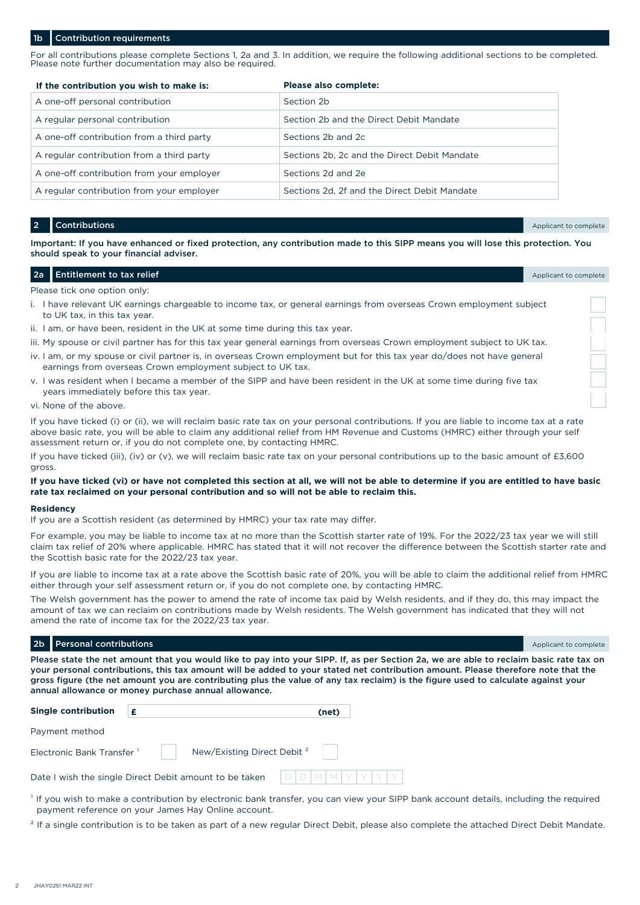## 1b Contribution requirements

For all contributions please complete Sections 1, 2a and 3. In addition, we require the following additional sections to be completed. Please note further documentation may also be required.

| If the contribution you wish to make is: | Please also complete: |
|---|---|
| A one-off personal contribution | Section 2b |
| A regular personal contribution | Section 2b and the Direct Debit Mandate |
| A one-off contribution from a third party | Sections 2b and 2c |
| A regular contribution from a third party | Sections 2b, 2c and the Direct Debit Mandate |
| A one-off contribution from your employer | Sections 2d and 2e |
| A regular contribution from your employer | Sections 2d, 2f and the Direct Debit Mandate |

## 2 Contributions

Applicant to complete

**Important: If you have enhanced or fixed protection, any contribution made to this SIPP means you will lose this protection. You should speak to your financial adviser.**

## 2a Entitlement to tax relief

Applicant to complete

Please tick one option only:

i. I have relevant UK earnings chargeable to income tax, or general earnings from overseas Crown employment subject to UK tax, in this tax year. ☐

ii. I am, or have been, resident in the UK at some time during this tax year. ☐

iii. My spouse or civil partner has for this tax year general earnings from overseas Crown employment subject to UK tax. ☐

iv. I am, or my spouse or civil partner is, in overseas Crown employment but for this tax year do/does not have general earnings from overseas Crown employment subject to UK tax. ☐

v. I was resident when I became a member of the SIPP and have been resident in the UK at some time during five tax years immediately before this tax year. ☐

vi. None of the above. ☐

If you have ticked (i) or (ii), we will reclaim basic rate tax on your personal contributions. If you are liable to income tax at a rate above basic rate, you will be able to claim any additional relief from HM Revenue and Customs (HMRC) either through your self assessment return or, if you do not complete one, by contacting HMRC.

If you have ticked (iii), (iv) or (v), we will reclaim basic rate tax on your personal contributions up to the basic amount of £3,600 gross.

**If you have ticked (vi) or have not completed this section at all, we will not be able to determine if you are entitled to have basic rate tax reclaimed on your personal contribution and so will not be able to reclaim this.**

**Residency**

If you are a Scottish resident (as determined by HMRC) your tax rate may differ.

For example, you may be liable to income tax at no more than the Scottish starter rate of 19%. For the 2022/23 tax year we will still claim tax relief of 20% where applicable. HMRC has stated that it will not recover the difference between the Scottish starter rate and the Scottish basic rate for the 2022/23 tax year.

If you are liable to income tax at a rate above the Scottish basic rate of 20%, you will be able to claim the additional relief from HMRC either through your self assessment return or, if you do not complete one, by contacting HMRC.

The Welsh government has the power to amend the rate of income tax paid by Welsh residents, and if they do, this may impact the amount of tax we can reclaim on contributions made by Welsh residents. The Welsh government has indicated that they will not amend the rate of income tax for the 2022/23 tax year.

## 2b Personal contributions

Applicant to complete

**Please state the net amount that you would like to pay into your SIPP. If, as per Section 2a, we are able to reclaim basic rate tax on your personal contributions, this tax amount will be added to your stated net contribution amount. Please therefore note that the gross figure (the net amount you are contributing plus the value of any tax reclaim) is the figure used to calculate against your annual allowance or money purchase annual allowance.**

**Single contribution** **£** ______________ **(net)**

Payment method

Electronic Bank Transfer [1] ☐ New/Existing Direct Debit [2] ☐

Date I wish the single Direct Debit amount to be taken D D M M Y Y Y Y

[1] If you wish to make a contribution by electronic bank transfer, you can view your SIPP bank account details, including the required payment reference on your James Hay Online account.

[2] If a single contribution is to be taken as part of a new regular Direct Debit, please also complete the attached Direct Debit Mandate.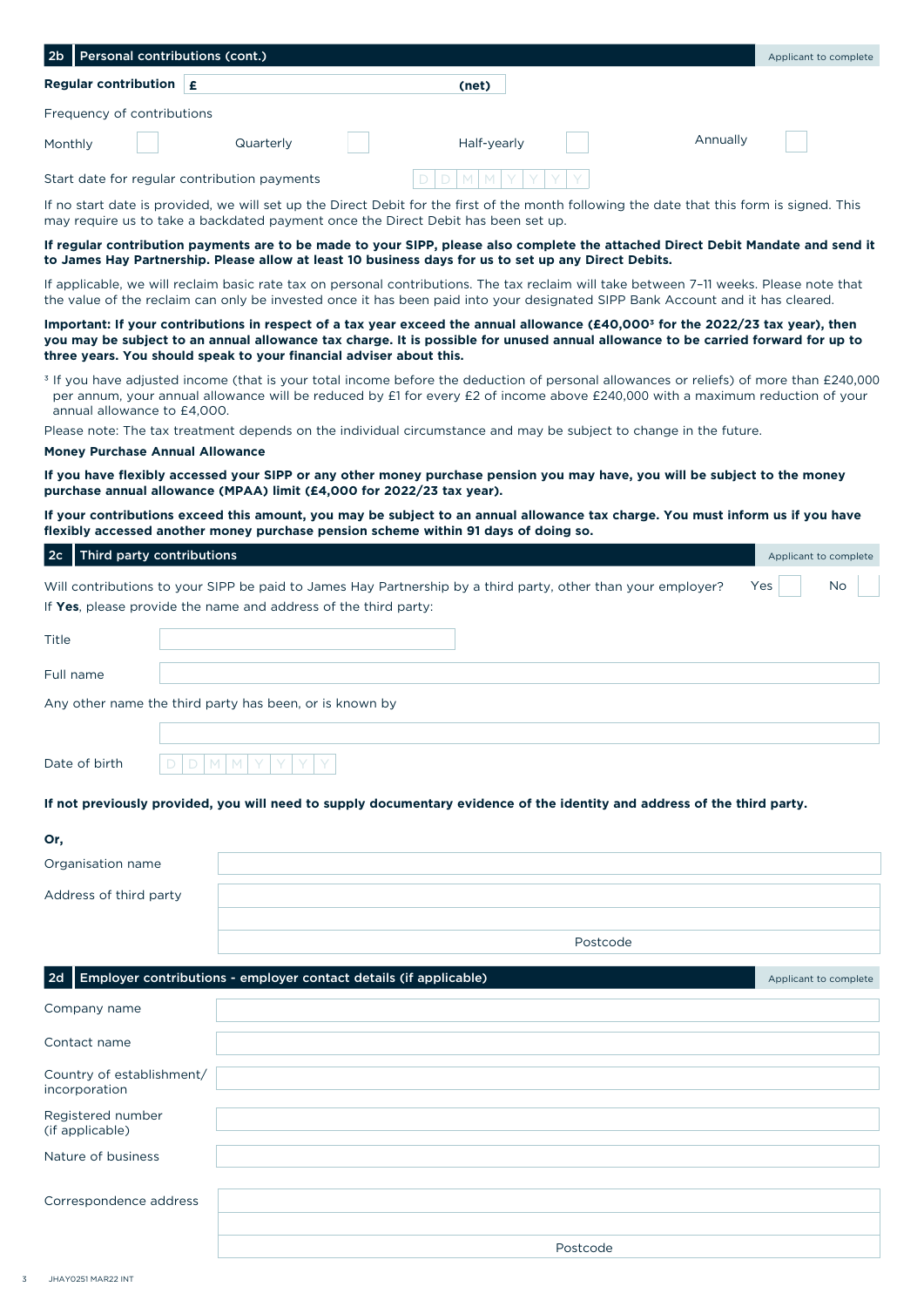## 2b Personal contributions (cont.)

*Applicant to complete*

**Regular contribution** £ _______________ **(net)**

Frequency of contributions

Monthly ☐ Quarterly ☐ Half-yearly ☐ Annually ☐

Start date for regular contribution payments D D M M Y Y Y Y

If no start date is provided, we will set up the Direct Debit for the first of the month following the date that this form is signed. This may require us to take a backdated payment once the Direct Debit has been set up.

**If regular contribution payments are to be made to your SIPP, please also complete the attached Direct Debit Mandate and send it to James Hay Partnership. Please allow at least 10 business days for us to set up any Direct Debits.**

If applicable, we will reclaim basic rate tax on personal contributions. The tax reclaim will take between 7–11 weeks. Please note that the value of the reclaim can only be invested once it has been paid into your designated SIPP Bank Account and it has cleared.

**Important: If your contributions in respect of a tax year exceed the annual allowance (£40,000[3] for the 2022/23 tax year), then you may be subject to an annual allowance tax charge. It is possible for unused annual allowance to be carried forward for up to three years. You should speak to your financial adviser about this.**

[3] If you have adjusted income (that is your total income before the deduction of personal allowances or reliefs) of more than £240,000 per annum, your annual allowance will be reduced by £1 for every £2 of income above £240,000 with a maximum reduction of your annual allowance to £4,000.

Please note: The tax treatment depends on the individual circumstance and may be subject to change in the future.

**Money Purchase Annual Allowance**

**If you have flexibly accessed your SIPP or any other money purchase pension you may have, you will be subject to the money purchase annual allowance (MPAA) limit (£4,000 for 2022/23 tax year).**

**If your contributions exceed this amount, you may be subject to an annual allowance tax charge. You must inform us if you have flexibly accessed another money purchase pension scheme within 91 days of doing so.**

## 2c Third party contributions

*Applicant to complete*

Will contributions to your SIPP be paid to James Hay Partnership by a third party, other than your employer? Yes ☐ No ☐

If **Yes**, please provide the name and address of the third party:

Title _______________

Full name _______________

Any other name the third party has been, or is known by

_______________

Date of birth D D M M Y Y Y Y

**If not previously provided, you will need to supply documentary evidence of the identity and address of the third party.**

**Or,**

Organisation name _______________

Address of third party _______________

_______________

Postcode _______________

## 2d Employer contributions - employer contact details (if applicable)

*Applicant to complete*

Company name _______________

Contact name _______________

Country of establishment/ incorporation _______________

Registered number (if applicable) _______________

Nature of business _______________

Correspondence address _______________

_______________

Postcode _______________

JHAY0251 MAR22 INT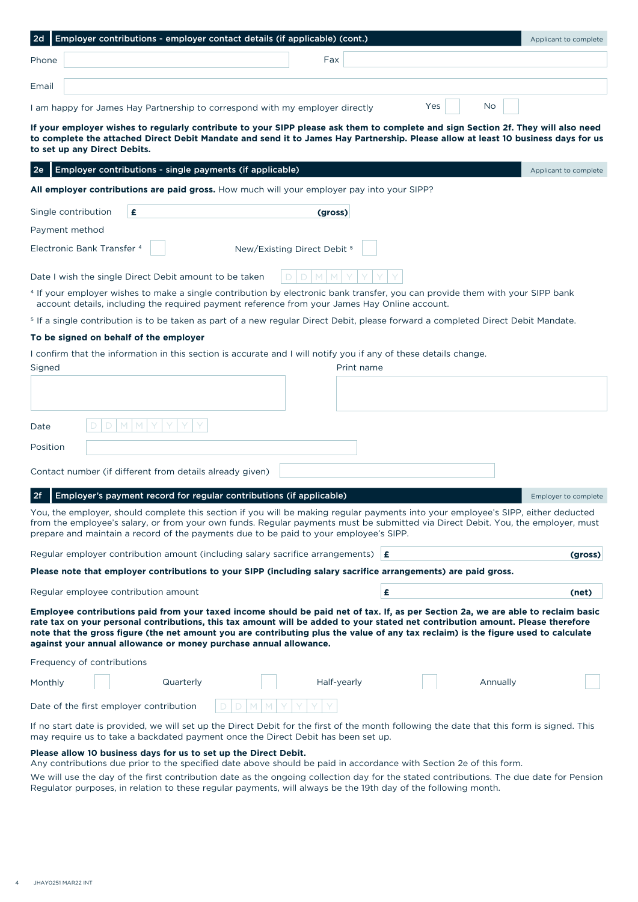## 2d Employer contributions - employer contact details (if applicable) (cont.)

Applicant to complete

Phone

Fax

Email

I am happy for James Hay Partnership to correspond with my employer directly Yes ☐ No ☐

**If your employer wishes to regularly contribute to your SIPP please ask them to complete and sign Section 2f. They will also need to complete the attached Direct Debit Mandate and send it to James Hay Partnership. Please allow at least 10 business days for us to set up any Direct Debits.**

## 2e Employer contributions - single payments (if applicable)

Applicant to complete

**All employer contributions are paid gross.** How much will your employer pay into your SIPP?

Single contribution **£ (gross)**

Payment method

Electronic Bank Transfer [4] ☐ New/Existing Direct Debit [5] ☐

Date I wish the single Direct Debit amount to be taken D D M M Y Y Y Y

[4] If your employer wishes to make a single contribution by electronic bank transfer, you can provide them with your SIPP bank account details, including the required payment reference from your James Hay Online account.

[5] If a single contribution is to be taken as part of a new regular Direct Debit, please forward a completed Direct Debit Mandate.

**To be signed on behalf of the employer**

I confirm that the information in this section is accurate and I will notify you if any of these details change.

Signed

Print name

Date D D M M Y Y Y Y

Position

Contact number (if different from details already given)

## 2f Employer's payment record for regular contributions (if applicable)

Employer to complete

You, the employer, should complete this section if you will be making regular payments into your employee's SIPP, either deducted from the employee's salary, or from your own funds. Regular payments must be submitted via Direct Debit. You, the employer, must prepare and maintain a record of the payments due to be paid to your employee's SIPP.

Regular employer contribution amount (including salary sacrifice arrangements) **£ (gross)**

**Please note that employer contributions to your SIPP (including salary sacrifice arrangements) are paid gross.**

Regular employee contribution amount **£ (net)**

**Employee contributions paid from your taxed income should be paid net of tax. If, as per Section 2a, we are able to reclaim basic rate tax on your personal contributions, this tax amount will be added to your stated net contribution amount. Please therefore note that the gross figure (the net amount you are contributing plus the value of any tax reclaim) is the figure used to calculate against your annual allowance or money purchase annual allowance.**

Frequency of contributions

Monthly ☐ Quarterly ☐ Half-yearly ☐ Annually ☐

Date of the first employer contribution D D M M Y Y Y Y

If no start date is provided, we will set up the Direct Debit for the first of the month following the date that this form is signed. This may require us to take a backdated payment once the Direct Debit has been set up.

**Please allow 10 business days for us to set up the Direct Debit.**
Any contributions due prior to the specified date above should be paid in accordance with Section 2e of this form.

We will use the day of the first contribution date as the ongoing collection day for the stated contributions. The due date for Pension Regulator purposes, in relation to these regular payments, will always be the 19th day of the following month.

JHAY0251 MAR22 INT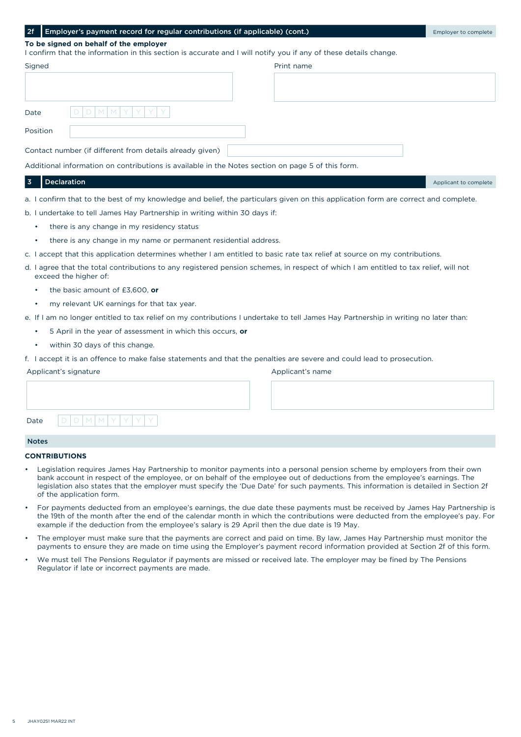## 2f Employer's payment record for regular contributions (if applicable) (cont.)

Employer to complete

**To be signed on behalf of the employer**

I confirm that the information in this section is accurate and I will notify you if any of these details change.

Signed

Print name

Date D D M M Y Y Y Y

Position

Contact number (if different from details already given)

Additional information on contributions is available in the Notes section on page 5 of this form.

## 3 Declaration

Applicant to complete

a. I confirm that to the best of my knowledge and belief, the particulars given on this application form are correct and complete.

b. I undertake to tell James Hay Partnership in writing within 30 days if:

- there is any change in my residency status
- there is any change in my name or permanent residential address.

c. I accept that this application determines whether I am entitled to basic rate tax relief at source on my contributions.

d. I agree that the total contributions to any registered pension schemes, in respect of which I am entitled to tax relief, will not exceed the higher of:

- the basic amount of £3,600, **or**
- my relevant UK earnings for that tax year.

e. If I am no longer entitled to tax relief on my contributions I undertake to tell James Hay Partnership in writing no later than:

- 5 April in the year of assessment in which this occurs, **or**
- within 30 days of this change.

f. I accept it is an offence to make false statements and that the penalties are severe and could lead to prosecution.

Applicant's signature

Applicant's name

Date D D M M Y Y Y Y

## Notes

### CONTRIBUTIONS

- Legislation requires James Hay Partnership to monitor payments into a personal pension scheme by employers from their own bank account in respect of the employee, or on behalf of the employee out of deductions from the employee's earnings. The legislation also states that the employer must specify the 'Due Date' for such payments. This information is detailed in Section 2f of the application form.
- For payments deducted from an employee's earnings, the due date these payments must be received by James Hay Partnership is the 19th of the month after the end of the calendar month in which the contributions were deducted from the employee's pay. For example if the deduction from the employee's salary is 29 April then the due date is 19 May.
- The employer must make sure that the payments are correct and paid on time. By law, James Hay Partnership must monitor the payments to ensure they are made on time using the Employer's payment record information provided at Section 2f of this form.
- We must tell The Pensions Regulator if payments are missed or received late. The employer may be fined by The Pensions Regulator if late or incorrect payments are made.

JHAY0251 MAR22 INT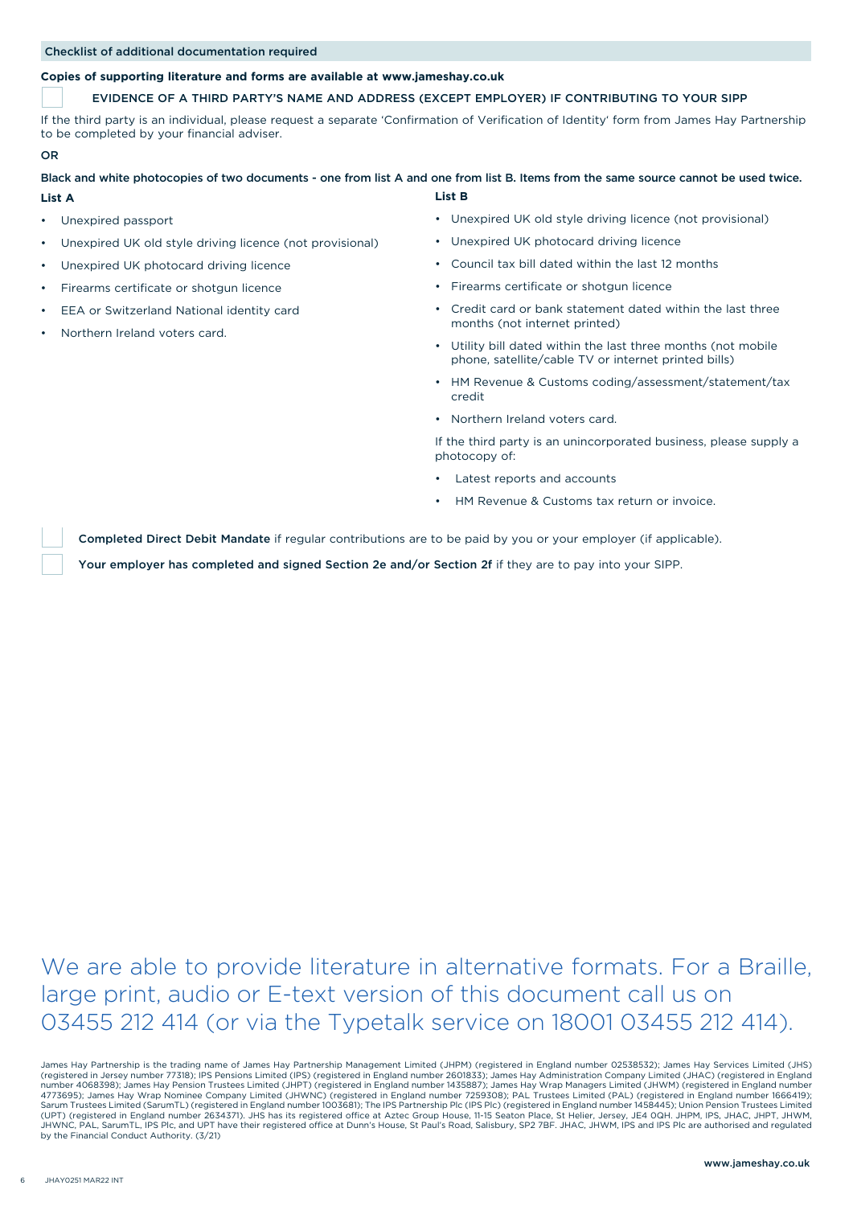## Checklist of additional documentation required

**Copies of supporting literature and forms are available at www.jameshay.co.uk**

☐ EVIDENCE OF A THIRD PARTY'S NAME AND ADDRESS (EXCEPT EMPLOYER) IF CONTRIBUTING TO YOUR SIPP

If the third party is an individual, please request a separate 'Confirmation of Verification of Identity' form from James Hay Partnership to be completed by your financial adviser.

**OR**

**Black and white photocopies of two documents - one from list A and one from list B. Items from the same source cannot be used twice.**

**List A**

- Unexpired passport
- Unexpired UK old style driving licence (not provisional)
- Unexpired UK photocard driving licence
- Firearms certificate or shotgun licence
- EEA or Switzerland National identity card
- Northern Ireland voters card.

**List B**

- Unexpired UK old style driving licence (not provisional)
- Unexpired UK photocard driving licence
- Council tax bill dated within the last 12 months
- Firearms certificate or shotgun licence
- Credit card or bank statement dated within the last three months (not internet printed)
- Utility bill dated within the last three months (not mobile phone, satellite/cable TV or internet printed bills)
- HM Revenue & Customs coding/assessment/statement/tax credit
- Northern Ireland voters card.

If the third party is an unincorporated business, please supply a photocopy of:

- Latest reports and accounts
- HM Revenue & Customs tax return or invoice.

☐ **Completed Direct Debit Mandate** if regular contributions are to be paid by you or your employer (if applicable).

☐ **Your employer has completed and signed Section 2e and/or Section 2f** if they are to pay into your SIPP.

We are able to provide literature in alternative formats. For a Braille, large print, audio or E-text version of this document call us on 03455 212 414 (or via the Typetalk service on 18001 03455 212 414).

James Hay Partnership is the trading name of James Hay Partnership Management Limited (JHPM) (registered in England number 02538532); James Hay Services Limited (JHS) (registered in Jersey number 77318); IPS Pensions Limited (IPS) (registered in England number 2601833); James Hay Administration Company Limited (JHAC) (registered in England number 4068398); James Hay Pension Trustees Limited (JHPT) (registered in England number 1435887); James Hay Wrap Managers Limited (JHWM) (registered in England number 4773695); James Hay Wrap Nominee Company Limited (JHWNC) (registered in England number 7259308); PAL Trustees Limited (PAL) (registered in England number 1666419); Sarum Trustees Limited (SarumTL) (registered in England number 1003681); The IPS Partnership Plc (IPS Plc) (registered in England number 1458445); Union Pension Trustees Limited (UPT) (registered in England number 2634371). JHS has its registered office at Aztec Group House, 11-15 Seaton Place, St Helier, Jersey, JE4 0QH. JHPM, IPS, JHAC, JHPT, JHWM, JHWNC, PAL, SarumTL, IPS Plc, and UPT have their registered office at Dunn's House, St Paul's Road, Salisbury, SP2 7BF. JHAC, JHWM, IPS and IPS Plc are authorised and regulated by the Financial Conduct Authority. (3/21)

www.jameshay.co.uk

JHAY0251 MAR22 INT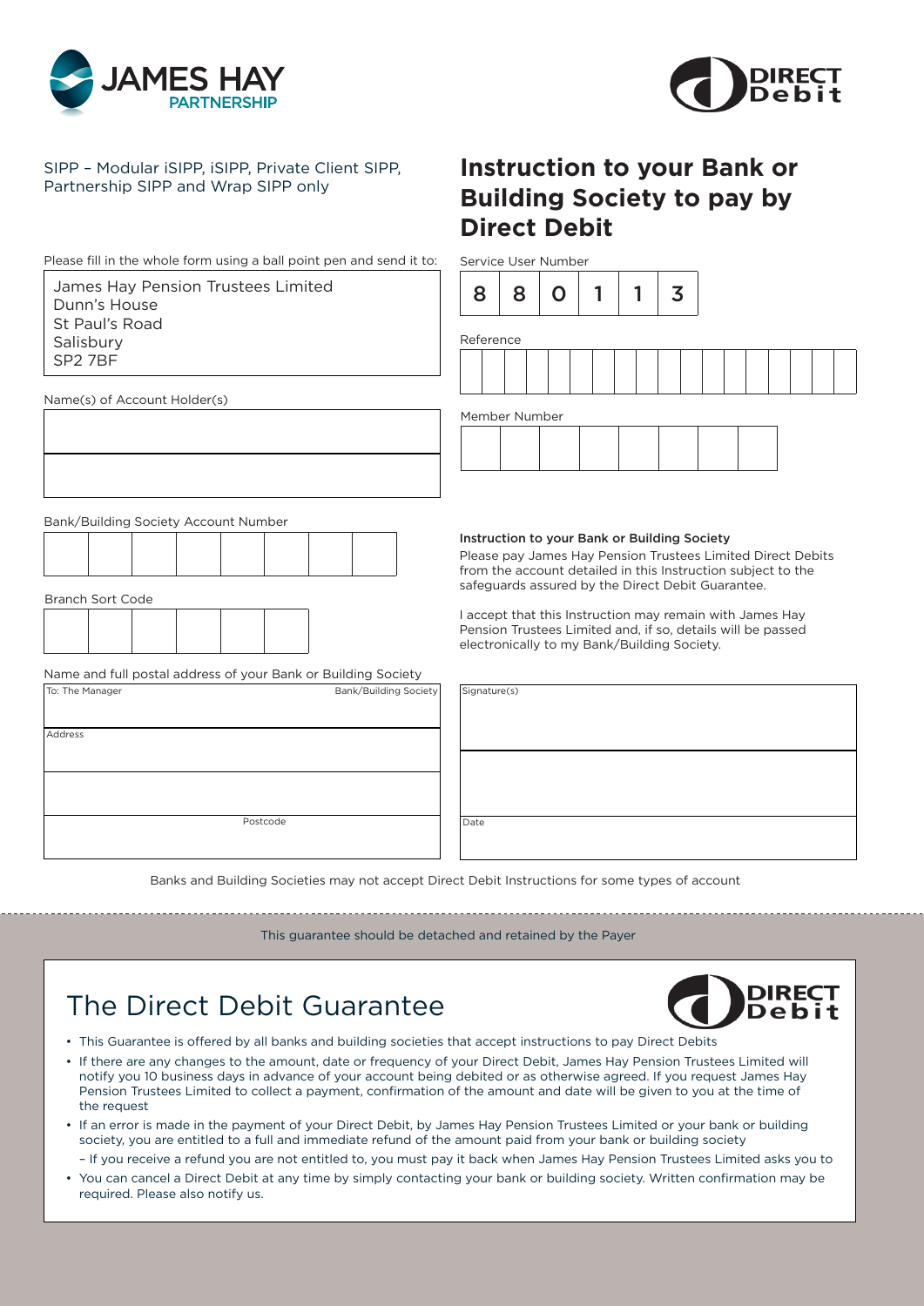SIPP – Modular iSIPP, iSIPP, Private Client SIPP, Partnership SIPP and Wrap SIPP only

# Instruction to your Bank or Building Society to pay by Direct Debit

Please fill in the whole form using a ball point pen and send it to:

James Hay Pension Trustees Limited
Dunn's House
St Paul's Road
Salisbury
SP2 7BF

Service User Number

| 8 | 8 | 0 | 1 | 1 | 3 |
|---|---|---|---|---|---|

Reference

Member Number

Name(s) of Account Holder(s)

Bank/Building Society Account Number

Branch Sort Code

Name and full postal address of your Bank or Building Society

To: The Manager — Bank/Building Society

Address

Postcode

**Instruction to your Bank or Building Society**

Please pay James Hay Pension Trustees Limited Direct Debits from the account detailed in this Instruction subject to the safeguards assured by the Direct Debit Guarantee.

I accept that this Instruction may remain with James Hay Pension Trustees Limited and, if so, details will be passed electronically to my Bank/Building Society.

Signature(s)

Date

Banks and Building Societies may not accept Direct Debit Instructions for some types of account

This guarantee should be detached and retained by the Payer

# The Direct Debit Guarantee

- This Guarantee is offered by all banks and building societies that accept instructions to pay Direct Debits
- If there are any changes to the amount, date or frequency of your Direct Debit, James Hay Pension Trustees Limited will notify you 10 business days in advance of your account being debited or as otherwise agreed. If you request James Hay Pension Trustees Limited to collect a payment, confirmation of the amount and date will be given to you at the time of the request
- If an error is made in the payment of your Direct Debit, by James Hay Pension Trustees Limited or your bank or building society, you are entitled to a full and immediate refund of the amount paid from your bank or building society
  - If you receive a refund you are not entitled to, you must pay it back when James Hay Pension Trustees Limited asks you to
- You can cancel a Direct Debit at any time by simply contacting your bank or building society. Written confirmation may be required. Please also notify us.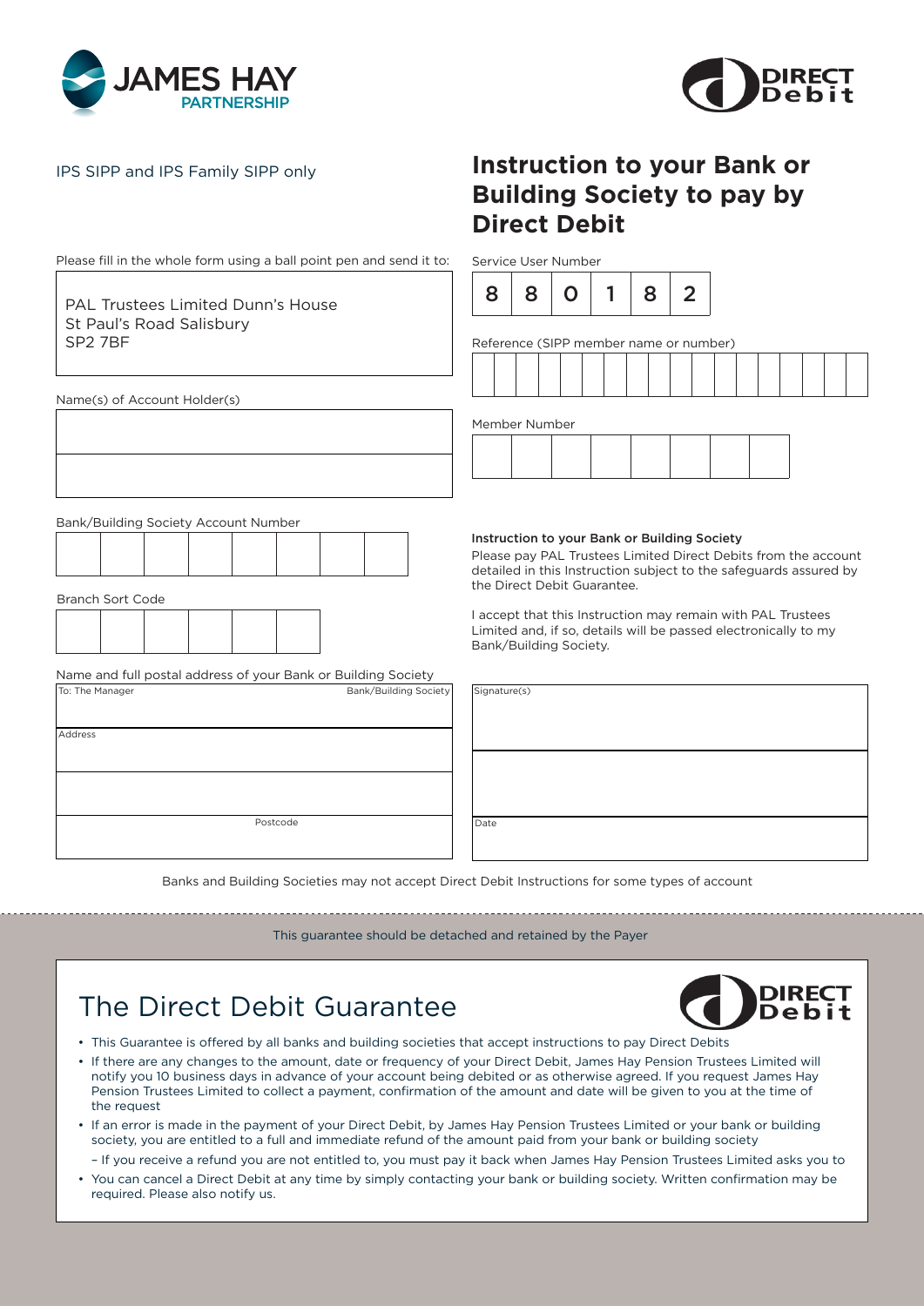IPS SIPP and IPS Family SIPP only

# Instruction to your Bank or Building Society to pay by Direct Debit

Please fill in the whole form using a ball point pen and send it to:

PAL Trustees Limited Dunn's House
St Paul's Road Salisbury
SP2 7BF

Service User Number

| 8 | 8 | 0 | 1 | 8 | 2 |
|---|---|---|---|---|---|

Reference (SIPP member name or number)

Member Number

Name(s) of Account Holder(s)

Bank/Building Society Account Number

Branch Sort Code

Name and full postal address of your Bank or Building Society

To: The Manager — Bank/Building Society

Address

Postcode

**Instruction to your Bank or Building Society**

Please pay PAL Trustees Limited Direct Debits from the account detailed in this Instruction subject to the safeguards assured by the Direct Debit Guarantee.

I accept that this Instruction may remain with PAL Trustees Limited and, if so, details will be passed electronically to my Bank/Building Society.

Signature(s)

Date

Banks and Building Societies may not accept Direct Debit Instructions for some types of account

This guarantee should be detached and retained by the Payer

## The Direct Debit Guarantee

- This Guarantee is offered by all banks and building societies that accept instructions to pay Direct Debits
- If there are any changes to the amount, date or frequency of your Direct Debit, James Hay Pension Trustees Limited will notify you 10 business days in advance of your account being debited or as otherwise agreed. If you request James Hay Pension Trustees Limited to collect a payment, confirmation of the amount and date will be given to you at the time of the request
- If an error is made in the payment of your Direct Debit, by James Hay Pension Trustees Limited or your bank or building society, you are entitled to a full and immediate refund of the amount paid from your bank or building society
  - If you receive a refund you are not entitled to, you must pay it back when James Hay Pension Trustees Limited asks you to
- You can cancel a Direct Debit at any time by simply contacting your bank or building society. Written confirmation may be required. Please also notify us.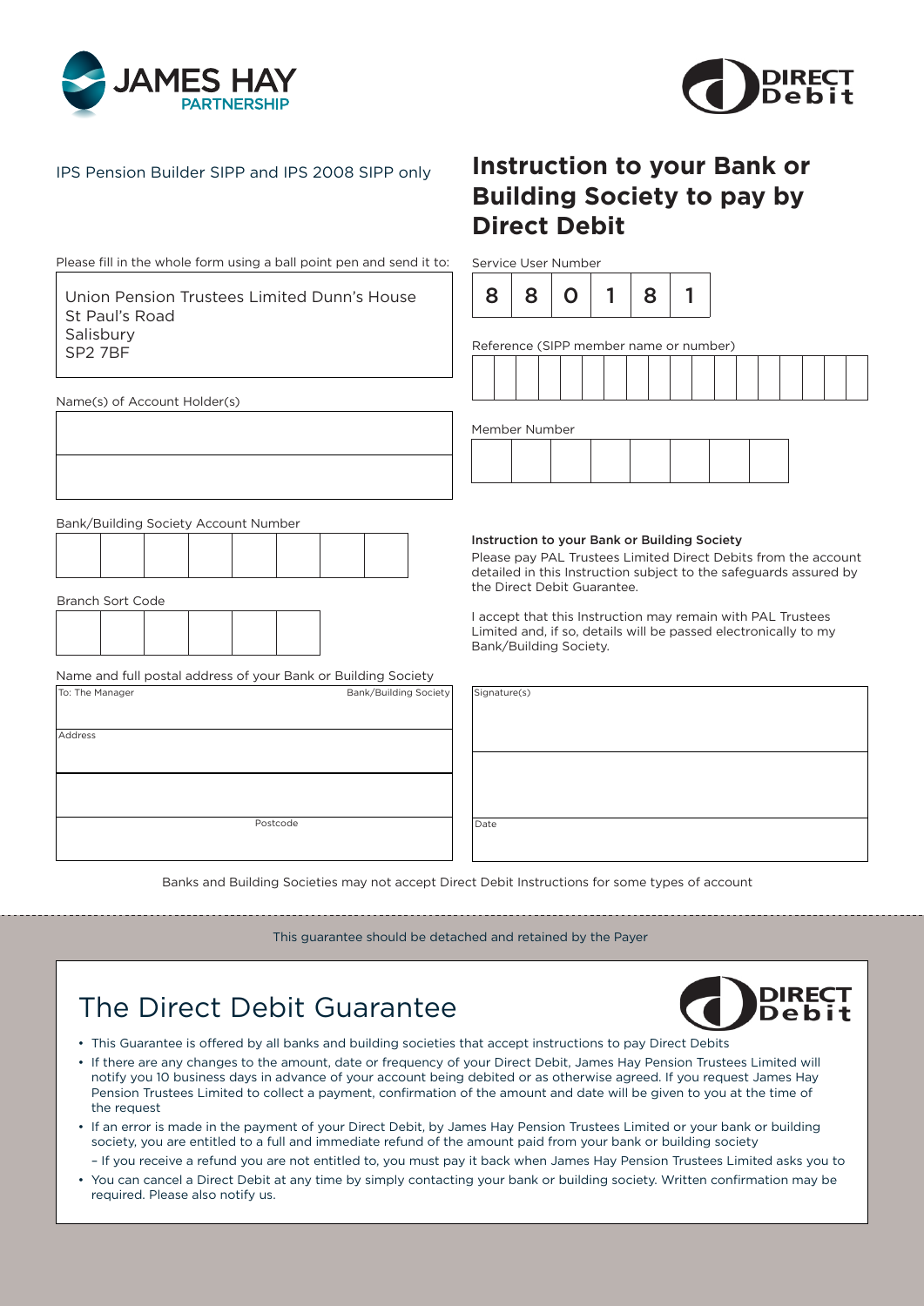JAMES HAY PARTNERSHIP

DIRECT Debit

IPS Pension Builder SIPP and IPS 2008 SIPP only

# Instruction to your Bank or Building Society to pay by Direct Debit

Please fill in the whole form using a ball point pen and send it to:

Union Pension Trustees Limited Dunn's House
St Paul's Road
Salisbury
SP2 7BF

Service User Number

| | | | | | |
|---|---|---|---|---|---|
| 8 | 8 | 0 | 1 | 8 | 1 |

Reference (SIPP member name or number)

Name(s) of Account Holder(s)

Member Number

Bank/Building Society Account Number

Branch Sort Code

**Instruction to your Bank or Building Society**

Please pay PAL Trustees Limited Direct Debits from the account detailed in this Instruction subject to the safeguards assured by the Direct Debit Guarantee.

I accept that this Instruction may remain with PAL Trustees Limited and, if so, details will be passed electronically to my Bank/Building Society.

Name and full postal address of your Bank or Building Society

To: The Manager — Bank/Building Society

Address

Postcode

Signature(s)

Date

Banks and Building Societies may not accept Direct Debit Instructions for some types of account

This guarantee should be detached and retained by the Payer

# The Direct Debit Guarantee

DIRECT Debit

- This Guarantee is offered by all banks and building societies that accept instructions to pay Direct Debits
- If there are any changes to the amount, date or frequency of your Direct Debit, James Hay Pension Trustees Limited will notify you 10 business days in advance of your account being debited or as otherwise agreed. If you request James Hay Pension Trustees Limited to collect a payment, confirmation of the amount and date will be given to you at the time of the request
- If an error is made in the payment of your Direct Debit, by James Hay Pension Trustees Limited or your bank or building society, you are entitled to a full and immediate refund of the amount paid from your bank or building society
  - If you receive a refund you are not entitled to, you must pay it back when James Hay Pension Trustees Limited asks you to
- You can cancel a Direct Debit at any time by simply contacting your bank or building society. Written confirmation may be required. Please also notify us.